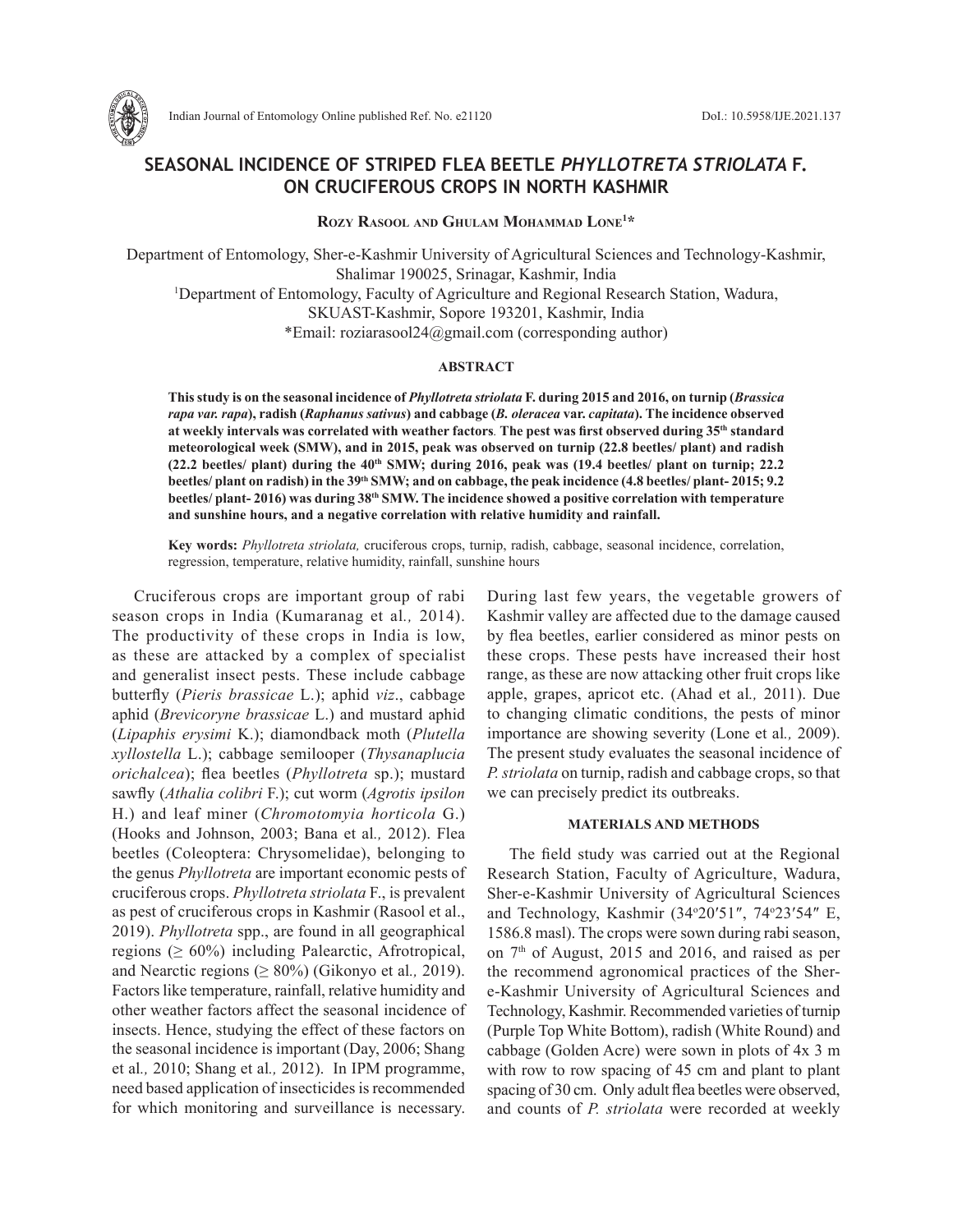# SEASONAL INCIDENCE OF STRIPED FLEA BEETLE *PHYLLOTRETA STRIOLATA* F. ON CRUCIFEROUS CROPS IN NORTH KASHMIR

**Rozy Rasool and Ghulam Mohammad Lone[1]***

Department of Entomology, Sher-e-Kashmir University of Agricultural Sciences and Technology-Kashmir, Shalimar 190025, Srinagar, Kashmir, India

[1]Department of Entomology, Faculty of Agriculture and Regional Research Station, Wadura, SKUAST-Kashmir, Sopore 193201, Kashmir, India

*Email: roziarasool24@gmail.com (corresponding author)

## ABSTRACT

**This study is on the seasonal incidence of *Phyllotreta striolata* F. during 2015 and 2016, on turnip (*Brassica rapa var. rapa*), radish (*Raphanus sativus*) and cabbage (*B. oleracea* var. *capitata*). The incidence observed at weekly intervals was correlated with weather factors. The pest was first observed during 35th standard meteorological week (SMW), and in 2015, peak was observed on turnip (22.8 beetles/ plant) and radish (22.2 beetles/ plant) during the 40th SMW; during 2016, peak was (19.4 beetles/ plant on turnip; 22.2 beetles/ plant on radish) in the 39th SMW; and on cabbage, the peak incidence (4.8 beetles/ plant- 2015; 9.2 beetles/ plant- 2016) was during 38th SMW. The incidence showed a positive correlation with temperature and sunshine hours, and a negative correlation with relative humidity and rainfall.**

**Key words:** *Phyllotreta striolata,* cruciferous crops, turnip, radish, cabbage, seasonal incidence, correlation, regression, temperature, relative humidity, rainfall, sunshine hours

Cruciferous crops are important group of rabi season crops in India (Kumaranag et al*.,* 2014). The productivity of these crops in India is low, as these are attacked by a complex of specialist and generalist insect pests. These include cabbage butterfly (*Pieris brassicae* L.); aphid *viz*., cabbage aphid (*Brevicoryne brassicae* L.) and mustard aphid (*Lipaphis erysimi* K.); diamondback moth (*Plutella xyllostella* L.); cabbage semilooper (*Thysanaplucia orichalcea*); flea beetles (*Phyllotreta* sp.); mustard sawfly (*Athalia colibri* F.); cut worm (*Agrotis ipsilon* H.) and leaf miner (*Chromotomyia horticola* G.) (Hooks and Johnson, 2003; Bana et al*.,* 2012). Flea beetles (Coleoptera: Chrysomelidae), belonging to the genus *Phyllotreta* are important economic pests of cruciferous crops. *Phyllotreta striolata* F., is prevalent as pest of cruciferous crops in Kashmir (Rasool et al., 2019). *Phyllotreta* spp., are found in all geographical regions (≥ 60%) including Palearctic, Afrotropical, and Nearctic regions (≥ 80%) (Gikonyo et al*.,* 2019). Factors like temperature, rainfall, relative humidity and other weather factors affect the seasonal incidence of insects. Hence, studying the effect of these factors on the seasonal incidence is important (Day, 2006; Shang et al*.,* 2010; Shang et al*.,* 2012). In IPM programme, need based application of insecticides is recommended for which monitoring and surveillance is necessary. During last few years, the vegetable growers of Kashmir valley are affected due to the damage caused by flea beetles, earlier considered as minor pests on these crops. These pests have increased their host range, as these are now attacking other fruit crops like apple, grapes, apricot etc. (Ahad et al*.,* 2011). Due to changing climatic conditions, the pests of minor importance are showing severity (Lone et al*.,* 2009). The present study evaluates the seasonal incidence of *P. striolata* on turnip, radish and cabbage crops, so that we can precisely predict its outbreaks.

## MATERIALS AND METHODS

The field study was carried out at the Regional Research Station, Faculty of Agriculture, Wadura, Sher-e-Kashmir University of Agricultural Sciences and Technology, Kashmir (34°20′51″, 74°23′54″ E, 1586.8 masl). The crops were sown during rabi season, on 7th of August, 2015 and 2016, and raised as per the recommend agronomical practices of the Sher-e-Kashmir University of Agricultural Sciences and Technology, Kashmir. Recommended varieties of turnip (Purple Top White Bottom), radish (White Round) and cabbage (Golden Acre) were sown in plots of 4x 3 m with row to row spacing of 45 cm and plant to plant spacing of 30 cm. Only adult flea beetles were observed, and counts of *P. striolata* were recorded at weekly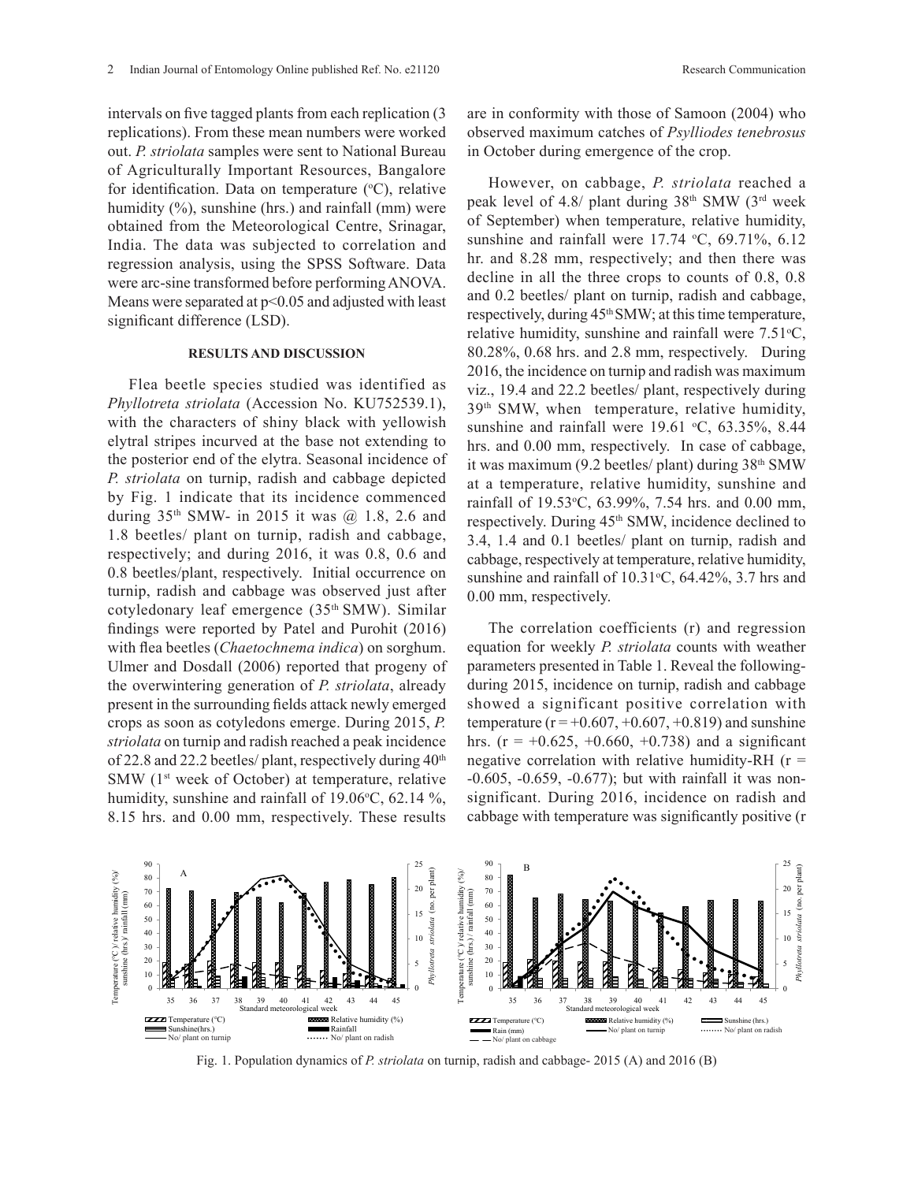intervals on five tagged plants from each replication (3 replications). From these mean numbers were worked out. *P. striolata* samples were sent to National Bureau of Agriculturally Important Resources, Bangalore for identification. Data on temperature (°C), relative humidity (%), sunshine (hrs.) and rainfall (mm) were obtained from the Meteorological Centre, Srinagar, India. The data was subjected to correlation and regression analysis, using the SPSS Software. Data were arc-sine transformed before performing ANOVA. Means were separated at $p<0.05$ and adjusted with least significant difference (LSD).

## RESULTS AND DISCUSSION

Flea beetle species studied was identified as *Phyllotreta striolata* (Accession No. KU752539.1), with the characters of shiny black with yellowish elytral stripes incurved at the base not extending to the posterior end of the elytra. Seasonal incidence of *P. striolata* on turnip, radish and cabbage depicted by Fig. 1 indicate that its incidence commenced during 35th SMW- in 2015 it was @ 1.8, 2.6 and 1.8 beetles/ plant on turnip, radish and cabbage, respectively; and during 2016, it was 0.8, 0.6 and 0.8 beetles/plant, respectively. Initial occurrence on turnip, radish and cabbage was observed just after cotyledonary leaf emergence (35th SMW). Similar findings were reported by Patel and Purohit (2016) with flea beetles (*Chaetochnema indica*) on sorghum. Ulmer and Dosdall (2006) reported that progeny of the overwintering generation of *P. striolata*, already present in the surrounding fields attack newly emerged crops as soon as cotyledons emerge. During 2015, *P. striolata* on turnip and radish reached a peak incidence of 22.8 and 22.2 beetles/ plant, respectively during 40th SMW (1st week of October) at temperature, relative humidity, sunshine and rainfall of 19.06°C, 62.14 %, 8.15 hrs. and 0.00 mm, respectively. These results are in conformity with those of Samoon (2004) who observed maximum catches of *Psylliodes tenebrosus* in October during emergence of the crop.

However, on cabbage, *P. striolata* reached a peak level of 4.8/ plant during 38th SMW (3rd week of September) when temperature, relative humidity, sunshine and rainfall were 17.74 °C, 69.71%, 6.12 hr. and 8.28 mm, respectively; and then there was decline in all the three crops to counts of 0.8, 0.8 and 0.2 beetles/ plant on turnip, radish and cabbage, respectively, during 45th SMW; at this time temperature, relative humidity, sunshine and rainfall were 7.51°C, 80.28%, 0.68 hrs. and 2.8 mm, respectively. During 2016, the incidence on turnip and radish was maximum viz., 19.4 and 22.2 beetles/ plant, respectively during 39th SMW, when temperature, relative humidity, sunshine and rainfall were 19.61 °C, 63.35%, 8.44 hrs. and 0.00 mm, respectively. In case of cabbage, it was maximum (9.2 beetles/ plant) during 38th SMW at a temperature, relative humidity, sunshine and rainfall of 19.53°C, 63.99%, 7.54 hrs. and 0.00 mm, respectively. During 45th SMW, incidence declined to 3.4, 1.4 and 0.1 beetles/ plant on turnip, radish and cabbage, respectively at temperature, relative humidity, sunshine and rainfall of 10.31°C, 64.42%, 3.7 hrs and 0.00 mm, respectively.

The correlation coefficients (r) and regression equation for weekly *P. striolata* counts with weather parameters presented in Table 1. Reveal the following- during 2015, incidence on turnip, radish and cabbage showed a significant positive correlation with temperature ($r = +0.607, +0.607, +0.819$) and sunshine hrs. ($r = +0.625, +0.660, +0.738$) and a significant negative correlation with relative humidity-RH ($r = -0.605, -0.659, -0.677$); but with rainfall it was non-significant. During 2016, incidence on radish and cabbage with temperature was significantly positive (r

Fig. 1. Population dynamics of *P. striolata* on turnip, radish and cabbage- 2015 (A) and 2016 (B)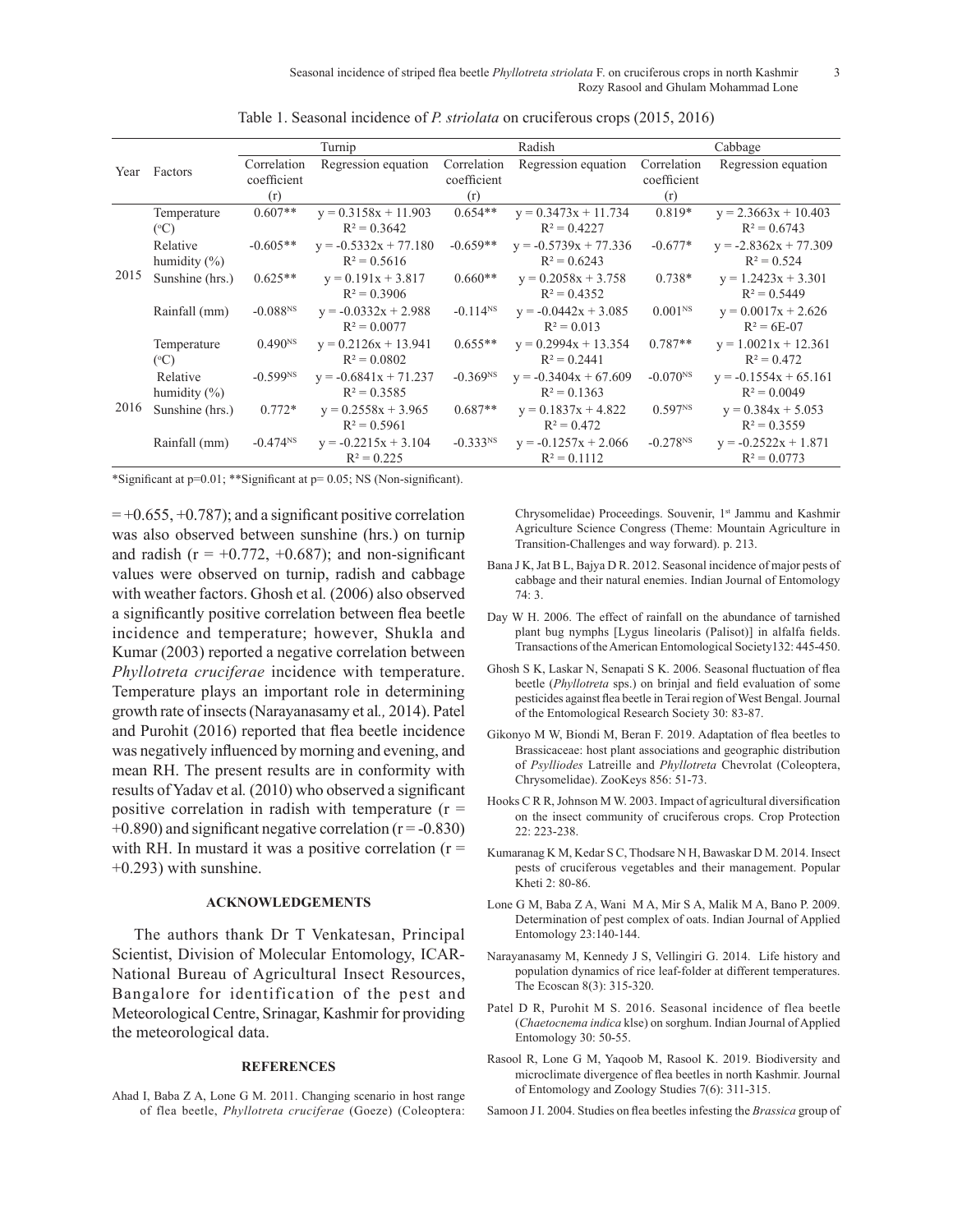Table 1. Seasonal incidence of *P. striolata* on cruciferous crops (2015, 2016)

| Year | Factors | Turnip | | Radish | | Cabbage | |
|---|---|---|---|---|---|---|---|
| | | Correlation coefficient (r) | Regression equation | Correlation coefficient (r) | Regression equation | Correlation coefficient (r) | Regression equation |
| 2015 | Temperature (°C) | 0.607** | $y = 0.3158x + 11.903$ $R^2 = 0.3642$ | 0.654** | $y = 0.3473x + 11.734$ $R^2 = 0.4227$ | 0.819* | $y = 2.3663x + 10.403$ $R^2 = 0.6743$ |
| | Relative humidity (%) | -0.605** | $y = -0.5332x + 77.180$ $R^2 = 0.5616$ | -0.659** | $y = -0.5739x + 77.336$ $R^2 = 0.6243$ | -0.677* | $y = -2.8362x + 77.309$ $R^2 = 0.524$ |
| | Sunshine (hrs.) | 0.625** | $y = 0.191x + 3.817$ $R^2 = 0.3906$ | 0.660** | $y = 0.2058x + 3.758$ $R^2 = 0.4352$ | 0.738* | $y = 1.2423x + 3.301$ $R^2 = 0.5449$ |
| | Rainfall (mm) | -0.088$^{NS}$ | $y = -0.0332x + 2.988$ $R^2 = 0.0077$ | -0.114$^{NS}$ | $y = -0.0442x + 3.085$ $R^2 = 0.013$ | 0.001$^{NS}$ | $y = 0.0017x + 2.626$ $R^2 = 6E\text{-}07$ |
| 2016 | Temperature (°C) | 0.490$^{NS}$ | $y = 0.2126x + 13.941$ $R^2 = 0.0802$ | 0.655** | $y = 0.2994x + 13.354$ $R^2 = 0.2441$ | 0.787** | $y = 1.0021x + 12.361$ $R^2 = 0.472$ |
| | Relative humidity (%) | -0.599$^{NS}$ | $y = -0.6841x + 71.237$ $R^2 = 0.3585$ | -0.369$^{NS}$ | $y = -0.3404x + 67.609$ $R^2 = 0.1363$ | -0.070$^{NS}$ | $y = -0.1554x + 65.161$ $R^2 = 0.0049$ |
| | Sunshine (hrs.) | 0.772* | $y = 0.2558x + 3.965$ $R^2 = 0.5961$ | 0.687** | $y = 0.1837x + 4.822$ $R^2 = 0.472$ | 0.597$^{NS}$ | $y = 0.384x + 5.053$ $R^2 = 0.3559$ |
| | Rainfall (mm) | -0.474$^{NS}$ | $y = -0.2215x + 3.104$ $R^2 = 0.225$ | -0.333$^{NS}$ | $y = -0.1257x + 2.066$ $R^2 = 0.1112$ | -0.278$^{NS}$ | $y = -0.2522x + 1.871$ $R^2 = 0.0773$ |

*Significant at p=0.01; **Significant at p= 0.05; NS (Non-significant).

= +0.655, +0.787); and a significant positive correlation was also observed between sunshine (hrs.) on turnip and radish (r = +0.772, +0.687); and non-significant values were observed on turnip, radish and cabbage with weather factors. Ghosh et al. (2006) also observed a significantly positive correlation between flea beetle incidence and temperature; however, Shukla and Kumar (2003) reported a negative correlation between *Phyllotreta cruciferae* incidence with temperature. Temperature plays an important role in determining growth rate of insects (Narayanasamy et al*.,* 2014). Patel and Purohit (2016) reported that flea beetle incidence was negatively influenced by morning and evening, and mean RH. The present results are in conformity with results of Yadav et al. (2010) who observed a significant positive correlation in radish with temperature (r = +0.890) and significant negative correlation (r = -0.830) with RH. In mustard it was a positive correlation (r = +0.293) with sunshine.

## ACKNOWLEDGEMENTS

The authors thank Dr T Venkatesan, Principal Scientist, Division of Molecular Entomology, ICAR-National Bureau of Agricultural Insect Resources, Bangalore for identification of the pest and Meteorological Centre, Srinagar, Kashmir for providing the meteorological data.

## REFERENCES

Ahad I, Baba Z A, Lone G M. 2011. Changing scenario in host range of flea beetle, *Phyllotreta cruciferae* (Goeze) (Coleoptera: Chrysomelidae) Proceedings. Souvenir, 1st Jammu and Kashmir Agriculture Science Congress (Theme: Mountain Agriculture in Transition-Challenges and way forward). p. 213.

Bana J K, Jat B L, Bajya D R. 2012. Seasonal incidence of major pests of cabbage and their natural enemies. Indian Journal of Entomology 74: 3.

Day W H. 2006. The effect of rainfall on the abundance of tarnished plant bug nymphs [Lygus lineolaris (Palisot)] in alfalfa fields. Transactions of the American Entomological Society132: 445-450.

Ghosh S K, Laskar N, Senapati S K. 2006. Seasonal fluctuation of flea beetle (*Phyllotreta* sps.) on brinjal and field evaluation of some pesticides against flea beetle in Terai region of West Bengal. Journal of the Entomological Research Society 30: 83-87.

Gikonyo M W, Biondi M, Beran F. 2019. Adaptation of flea beetles to Brassicaceae: host plant associations and geographic distribution of *Psylliodes* Latreille and *Phyllotreta* Chevrolat (Coleoptera, Chrysomelidae). ZooKeys 856: 51-73.

Hooks C R R, Johnson M W. 2003. Impact of agricultural diversification on the insect community of cruciferous crops. Crop Protection 22: 223-238.

Kumaranag K M, Kedar S C, Thodsare N H, Bawaskar D M. 2014. Insect pests of cruciferous vegetables and their management. Popular Kheti 2: 80-86.

Lone G M, Baba Z A, Wani M A, Mir S A, Malik M A, Bano P. 2009. Determination of pest complex of oats. Indian Journal of Applied Entomology 23:140-144.

Narayanasamy M, Kennedy J S, Vellingiri G. 2014. Life history and population dynamics of rice leaf-folder at different temperatures. The Ecoscan 8(3): 315-320.

Patel D R, Purohit M S. 2016. Seasonal incidence of flea beetle (*Chaetocnema indica* klse) on sorghum. Indian Journal of Applied Entomology 30: 50-55.

Rasool R, Lone G M, Yaqoob M, Rasool K. 2019. Biodiversity and microclimate divergence of flea beetles in north Kashmir. Journal of Entomology and Zoology Studies 7(6): 311-315.

Samoon J I. 2004. Studies on flea beetles infesting the *Brassica* group of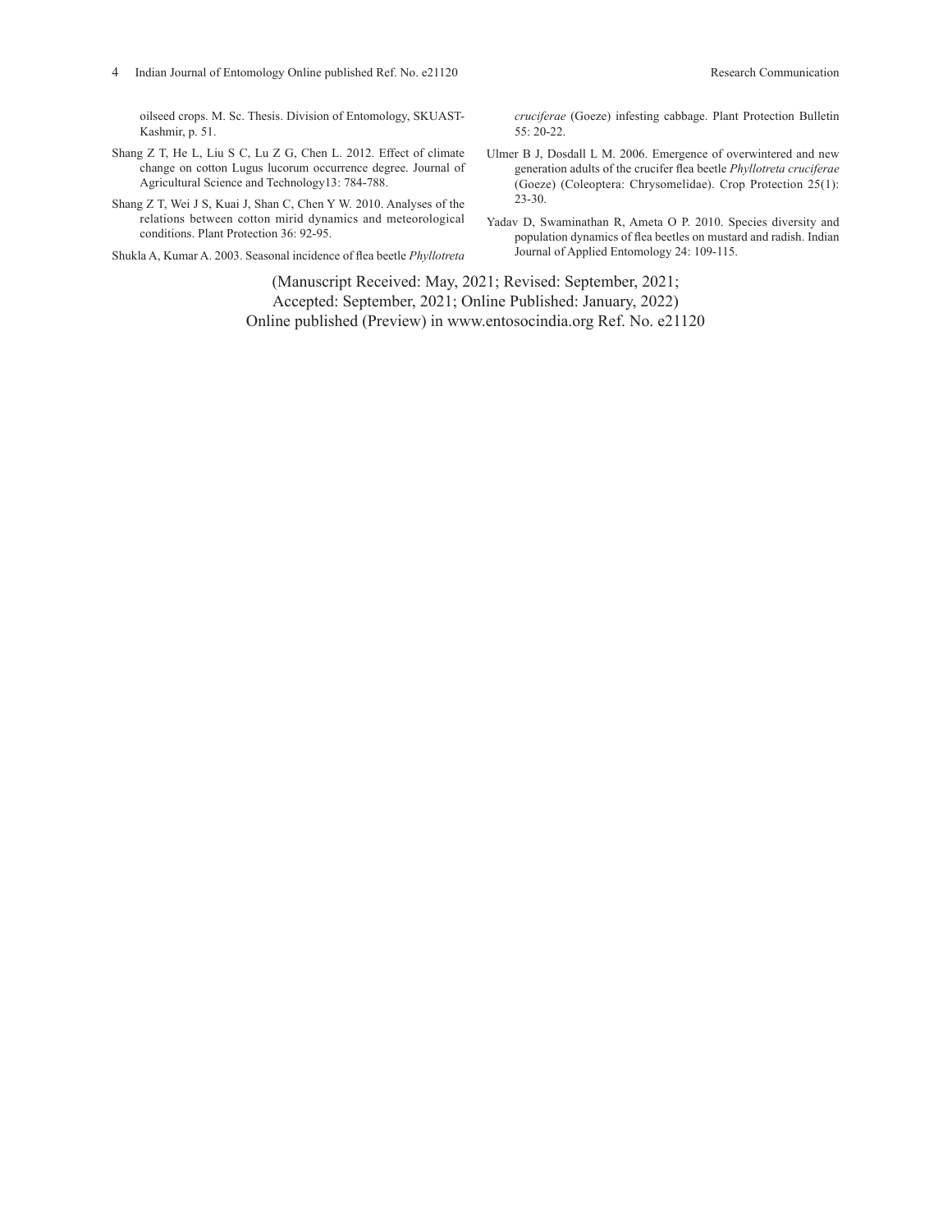oilseed crops. M. Sc. Thesis. Division of Entomology, SKUAST-Kashmir, p. 51.

Shang Z T, He L, Liu S C, Lu Z G, Chen L. 2012. Effect of climate change on cotton Lugus lucorum occurrence degree. Journal of Agricultural Science and Technology13: 784-788.

Shang Z T, Wei J S, Kuai J, Shan C, Chen Y W. 2010. Analyses of the relations between cotton mirid dynamics and meteorological conditions. Plant Protection 36: 92-95.

Shukla A, Kumar A. 2003. Seasonal incidence of flea beetle *Phyllotreta cruciferae* (Goeze) infesting cabbage. Plant Protection Bulletin 55: 20-22.

Ulmer B J, Dosdall L M. 2006. Emergence of overwintered and new generation adults of the crucifer flea beetle *Phyllotreta cruciferae* (Goeze) (Coleoptera: Chrysomelidae). Crop Protection 25(1): 23-30.

Yadav D, Swaminathan R, Ameta O P. 2010. Species diversity and population dynamics of flea beetles on mustard and radish. Indian Journal of Applied Entomology 24: 109-115.

(Manuscript Received: May, 2021; Revised: September, 2021; Accepted: September, 2021; Online Published: January, 2022)
Online published (Preview) in www.entosocindia.org Ref. No. e21120